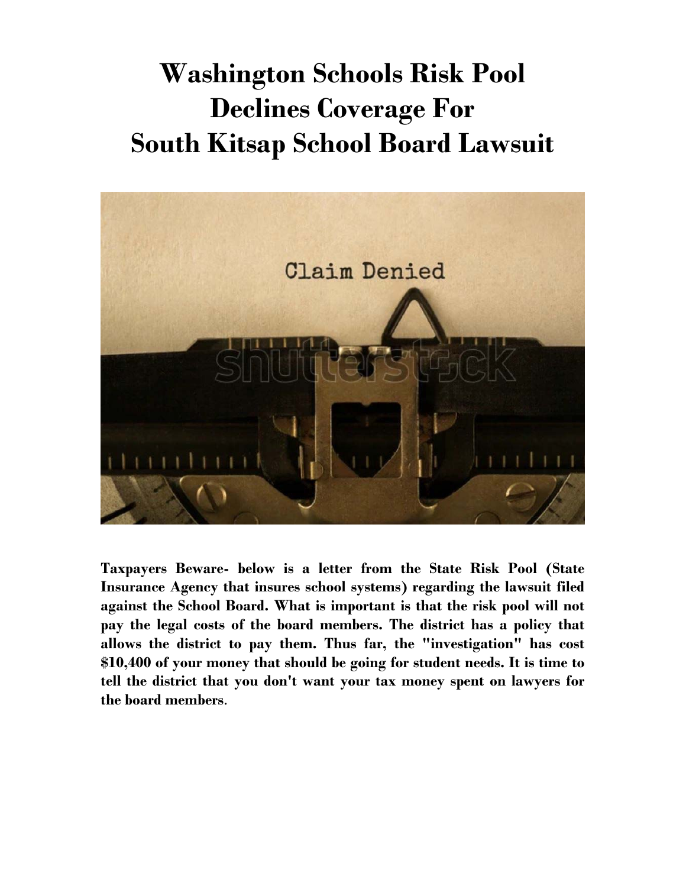# Washington Schools Risk Pool Declines Coverage For South Kitsap School Board Lawsuit

**Taxpayers Beware- below is a letter from the State Risk Pool (State Insurance Agency that insures school systems) regarding the lawsuit filed against the School Board. What is important is that the risk pool will not pay the legal costs of the board members. The district has a policy that allows the district to pay them. Thus far, the "investigation" has cost $10,400 of your money that should be going for student needs. It is time to tell the district that you don't want your tax money spent on lawyers for the board members**.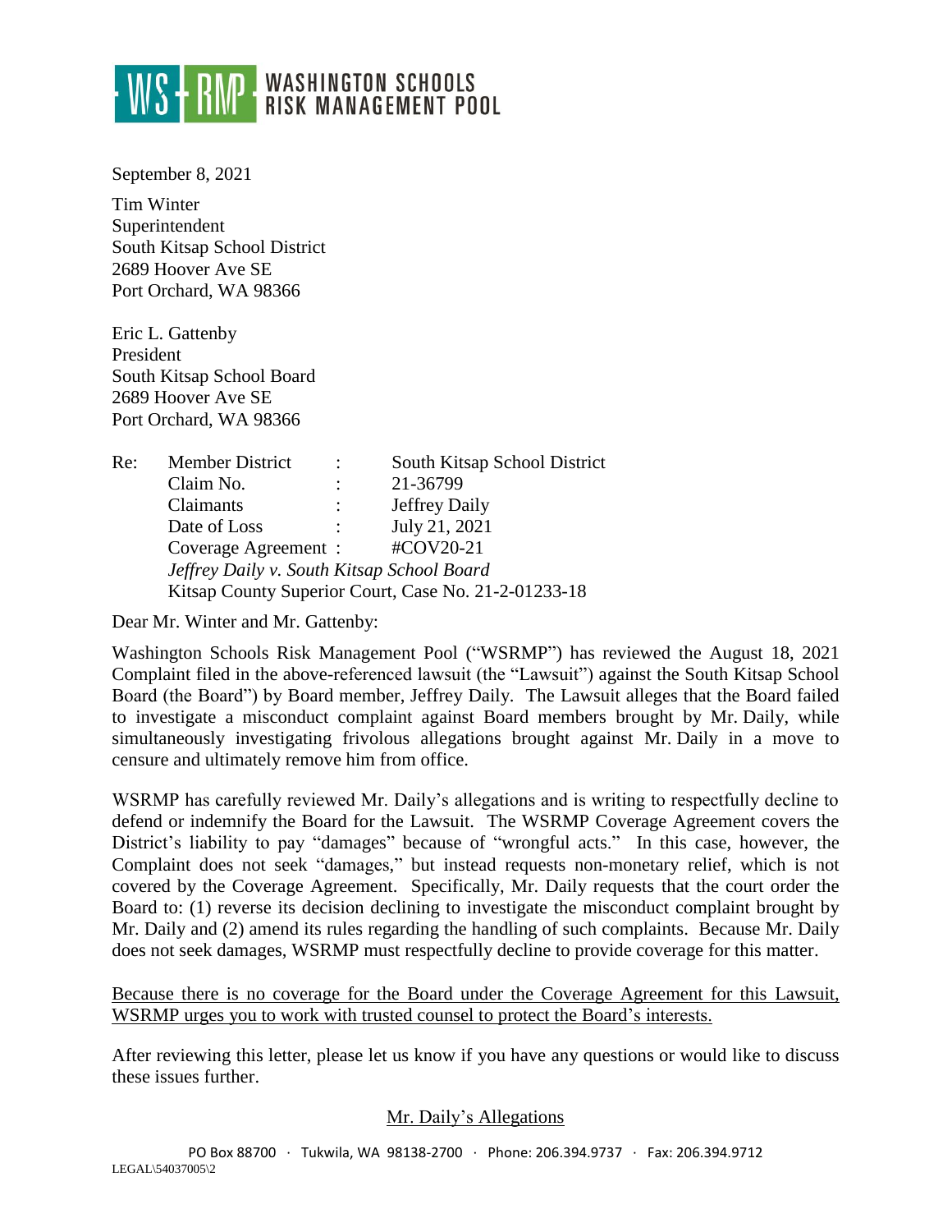September 8, 2021

Tim Winter
Superintendent
South Kitsap School District
2689 Hoover Ave SE
Port Orchard, WA 98366

Eric L. Gattenby
President
South Kitsap School Board
2689 Hoover Ave SE
Port Orchard, WA 98366

Re: Member District : South Kitsap School District
Claim No. : 21-36799
Claimants : Jeffrey Daily
Date of Loss : July 21, 2021
Coverage Agreement : #COV20-21
*Jeffrey Daily v. South Kitsap School Board*
Kitsap County Superior Court, Case No. 21-2-01233-18

Dear Mr. Winter and Mr. Gattenby:

Washington Schools Risk Management Pool ("WSRMP") has reviewed the August 18, 2021 Complaint filed in the above-referenced lawsuit (the "Lawsuit") against the South Kitsap School Board (the Board") by Board member, Jeffrey Daily. The Lawsuit alleges that the Board failed to investigate a misconduct complaint against Board members brought by Mr. Daily, while simultaneously investigating frivolous allegations brought against Mr. Daily in a move to censure and ultimately remove him from office.

WSRMP has carefully reviewed Mr. Daily's allegations and is writing to respectfully decline to defend or indemnify the Board for the Lawsuit. The WSRMP Coverage Agreement covers the District's liability to pay "damages" because of "wrongful acts." In this case, however, the Complaint does not seek "damages," but instead requests non-monetary relief, which is not covered by the Coverage Agreement. Specifically, Mr. Daily requests that the court order the Board to: (1) reverse its decision declining to investigate the misconduct complaint brought by Mr. Daily and (2) amend its rules regarding the handling of such complaints. Because Mr. Daily does not seek damages, WSRMP must respectfully decline to provide coverage for this matter.

<u>Because there is no coverage for the Board under the Coverage Agreement for this Lawsuit, WSRMP urges you to work with trusted counsel to protect the Board's interests.</u>

After reviewing this letter, please let us know if you have any questions or would like to discuss these issues further.

<u>Mr. Daily's Allegations</u>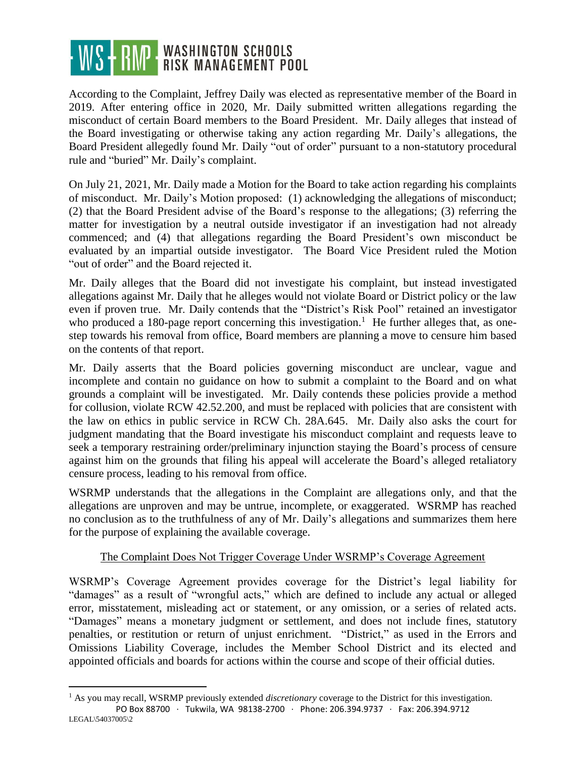According to the Complaint, Jeffrey Daily was elected as representative member of the Board in 2019. After entering office in 2020, Mr. Daily submitted written allegations regarding the misconduct of certain Board members to the Board President. Mr. Daily alleges that instead of the Board investigating or otherwise taking any action regarding Mr. Daily's allegations, the Board President allegedly found Mr. Daily "out of order" pursuant to a non-statutory procedural rule and "buried" Mr. Daily's complaint.

On July 21, 2021, Mr. Daily made a Motion for the Board to take action regarding his complaints of misconduct. Mr. Daily's Motion proposed: (1) acknowledging the allegations of misconduct; (2) that the Board President advise of the Board's response to the allegations; (3) referring the matter for investigation by a neutral outside investigator if an investigation had not already commenced; and (4) that allegations regarding the Board President's own misconduct be evaluated by an impartial outside investigator. The Board Vice President ruled the Motion "out of order" and the Board rejected it.

Mr. Daily alleges that the Board did not investigate his complaint, but instead investigated allegations against Mr. Daily that he alleges would not violate Board or District policy or the law even if proven true. Mr. Daily contends that the "District's Risk Pool" retained an investigator who produced a 180-page report concerning this investigation.[1] He further alleges that, as one-step towards his removal from office, Board members are planning a move to censure him based on the contents of that report.

Mr. Daily asserts that the Board policies governing misconduct are unclear, vague and incomplete and contain no guidance on how to submit a complaint to the Board and on what grounds a complaint will be investigated. Mr. Daily contends these policies provide a method for collusion, violate RCW 42.52.200, and must be replaced with policies that are consistent with the law on ethics in public service in RCW Ch. 28A.645. Mr. Daily also asks the court for judgment mandating that the Board investigate his misconduct complaint and requests leave to seek a temporary restraining order/preliminary injunction staying the Board's process of censure against him on the grounds that filing his appeal will accelerate the Board's alleged retaliatory censure process, leading to his removal from office.

WSRMP understands that the allegations in the Complaint are allegations only, and that the allegations are unproven and may be untrue, incomplete, or exaggerated. WSRMP has reached no conclusion as to the truthfulness of any of Mr. Daily's allegations and summarizes them here for the purpose of explaining the available coverage.

<u>The Complaint Does Not Trigger Coverage Under WSRMP's Coverage Agreement</u>

WSRMP's Coverage Agreement provides coverage for the District's legal liability for "damages" as a result of "wrongful acts," which are defined to include any actual or alleged error, misstatement, misleading act or statement, or any omission, or a series of related acts. "Damages" means a monetary judgment or settlement, and does not include fines, statutory penalties, or restitution or return of unjust enrichment. "District," as used in the Errors and Omissions Liability Coverage, includes the Member School District and its elected and appointed officials and boards for actions within the course and scope of their official duties.

[1] As you may recall, WSRMP previously extended *discretionary* coverage to the District for this investigation.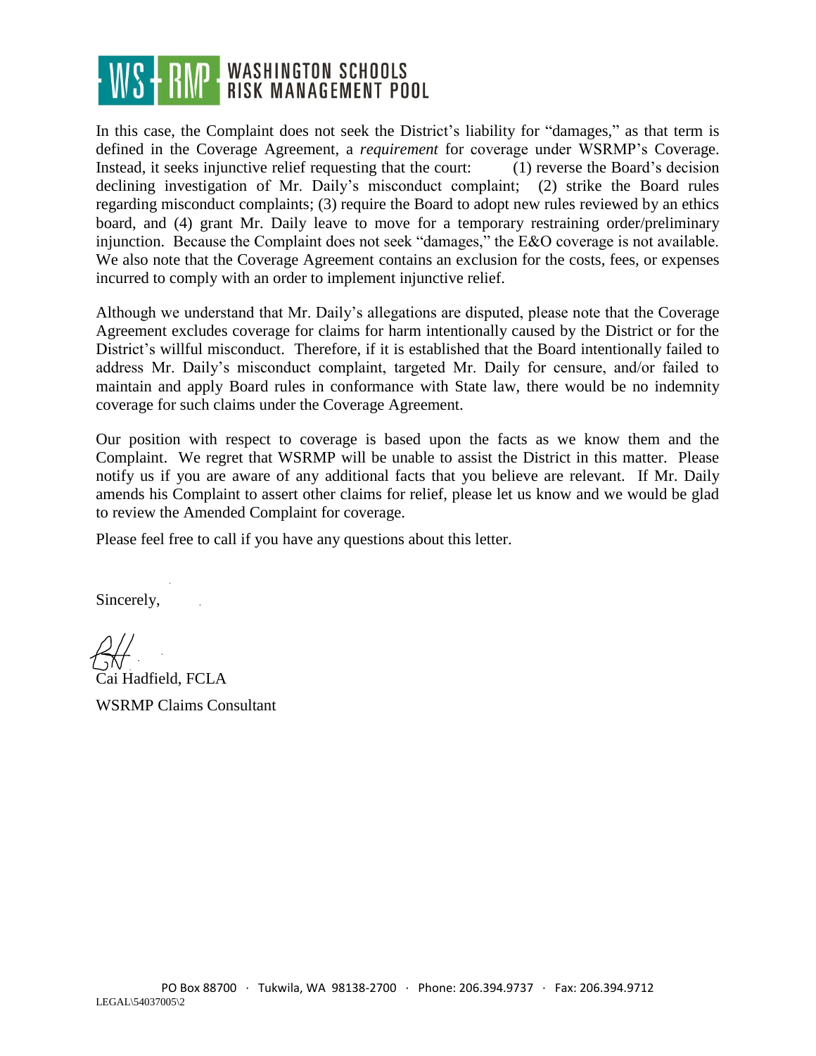In this case, the Complaint does not seek the District's liability for "damages," as that term is defined in the Coverage Agreement, a *requirement* for coverage under WSRMP's Coverage. Instead, it seeks injunctive relief requesting that the court: (1) reverse the Board's decision declining investigation of Mr. Daily's misconduct complaint; (2) strike the Board rules regarding misconduct complaints; (3) require the Board to adopt new rules reviewed by an ethics board, and (4) grant Mr. Daily leave to move for a temporary restraining order/preliminary injunction. Because the Complaint does not seek "damages," the E&O coverage is not available. We also note that the Coverage Agreement contains an exclusion for the costs, fees, or expenses incurred to comply with an order to implement injunctive relief.

Although we understand that Mr. Daily's allegations are disputed, please note that the Coverage Agreement excludes coverage for claims for harm intentionally caused by the District or for the District's willful misconduct. Therefore, if it is established that the Board intentionally failed to address Mr. Daily's misconduct complaint, targeted Mr. Daily for censure, and/or failed to maintain and apply Board rules in conformance with State law, there would be no indemnity coverage for such claims under the Coverage Agreement.

Our position with respect to coverage is based upon the facts as we know them and the Complaint. We regret that WSRMP will be unable to assist the District in this matter. Please notify us if you are aware of any additional facts that you believe are relevant. If Mr. Daily amends his Complaint to assert other claims for relief, please let us know and we would be glad to review the Amended Complaint for coverage.

Please feel free to call if you have any questions about this letter.

Sincerely,

Cai Hadfield, FCLA

WSRMP Claims Consultant

PO Box 88700 · Tukwila, WA 98138-2700 · Phone: 206.394.9737 · Fax: 206.394.9712

LEGAL\54037005\2